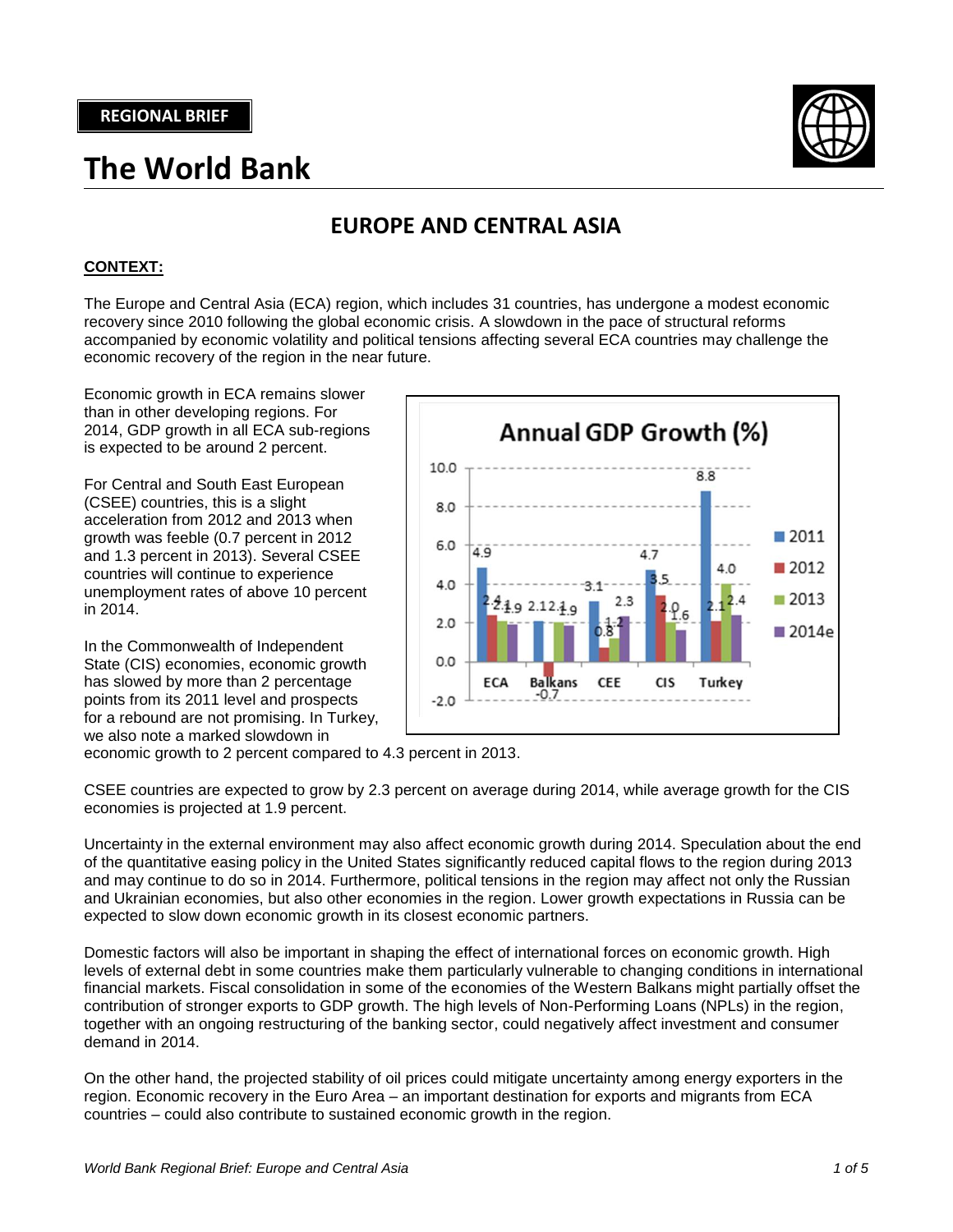REGIONAL BRIEF

# The World Bank

## EUROPE AND CENTRAL ASIA

**CONTEXT:**

The Europe and Central Asia (ECA) region, which includes 31 countries, has undergone a modest economic recovery since 2010 following the global economic crisis. A slowdown in the pace of structural reforms accompanied by economic volatility and political tensions affecting several ECA countries may challenge the economic recovery of the region in the near future.

Economic growth in ECA remains slower than in other developing regions. For 2014, GDP growth in all ECA sub-regions is expected to be around 2 percent.

For Central and South East European (CSEE) countries, this is a slight acceleration from 2012 and 2013 when growth was feeble (0.7 percent in 2012 and 1.3 percent in 2013). Several CSEE countries will continue to experience unemployment rates of above 10 percent in 2014.

In the Commonwealth of Independent State (CIS) economies, economic growth has slowed by more than 2 percentage points from its 2011 level and prospects for a rebound are not promising. In Turkey, we also note a marked slowdown in economic growth to 2 percent compared to 4.3 percent in 2013.

**Annual GDP Growth (%)**

| | 2011 | 2012 | 2013 | 2014e |
|---|---|---|---|---|
| ECA | 4.9 | 2.4 | 2.1 | 1.9 |
| Balkans | 2.1 | -0.7 | 2.1 | 1.9 |
| CEE | 3.1 | 0.8 | 1.2 | 2.3 |
| CIS | 4.7 | 3.5 | 2.0 | 1.6 |
| Turkey | 8.8 | 2.1 | 4.0 | 2.4 |

CSEE countries are expected to grow by 2.3 percent on average during 2014, while average growth for the CIS economies is projected at 1.9 percent.

Uncertainty in the external environment may also affect economic growth during 2014. Speculation about the end of the quantitative easing policy in the United States significantly reduced capital flows to the region during 2013 and may continue to do so in 2014. Furthermore, political tensions in the region may affect not only the Russian and Ukrainian economies, but also other economies in the region. Lower growth expectations in Russia can be expected to slow down economic growth in its closest economic partners.

Domestic factors will also be important in shaping the effect of international forces on economic growth. High levels of external debt in some countries make them particularly vulnerable to changing conditions in international financial markets. Fiscal consolidation in some of the economies of the Western Balkans might partially offset the contribution of stronger exports to GDP growth. The high levels of Non-Performing Loans (NPLs) in the region, together with an ongoing restructuring of the banking sector, could negatively affect investment and consumer demand in 2014.

On the other hand, the projected stability of oil prices could mitigate uncertainty among energy exporters in the region. Economic recovery in the Euro Area – an important destination for exports and migrants from ECA countries – could also contribute to sustained economic growth in the region.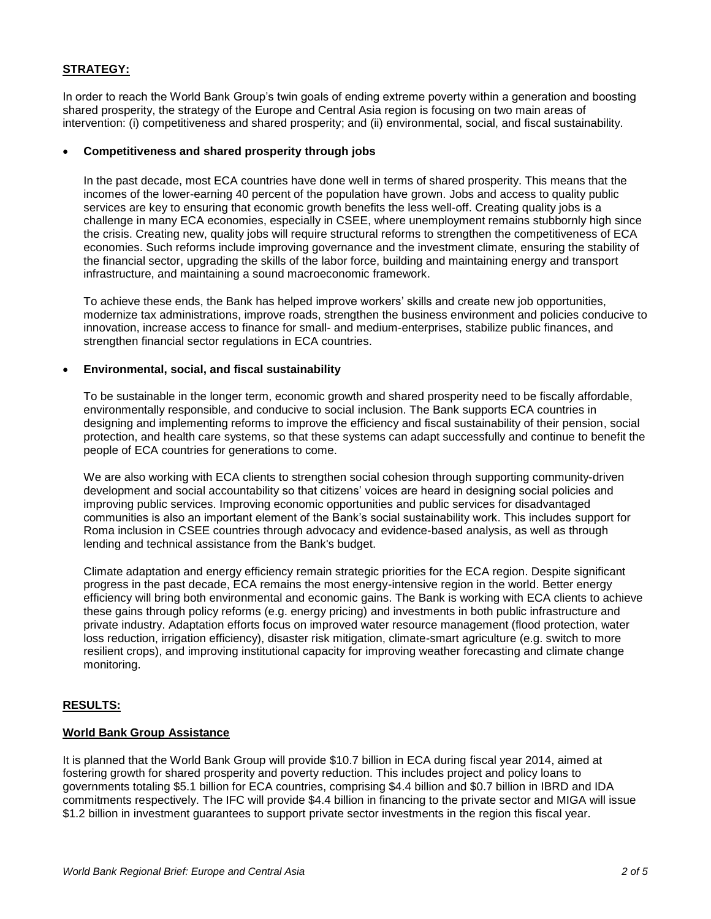## STRATEGY:

In order to reach the World Bank Group's twin goals of ending extreme poverty within a generation and boosting shared prosperity, the strategy of the Europe and Central Asia region is focusing on two main areas of intervention: (i) competitiveness and shared prosperity; and (ii) environmental, social, and fiscal sustainability.

- **Competitiveness and shared prosperity through jobs**

  In the past decade, most ECA countries have done well in terms of shared prosperity. This means that the incomes of the lower-earning 40 percent of the population have grown. Jobs and access to quality public services are key to ensuring that economic growth benefits the less well-off. Creating quality jobs is a challenge in many ECA economies, especially in CSEE, where unemployment remains stubbornly high since the crisis. Creating new, quality jobs will require structural reforms to strengthen the competitiveness of ECA economies. Such reforms include improving governance and the investment climate, ensuring the stability of the financial sector, upgrading the skills of the labor force, building and maintaining energy and transport infrastructure, and maintaining a sound macroeconomic framework.

  To achieve these ends, the Bank has helped improve workers' skills and create new job opportunities, modernize tax administrations, improve roads, strengthen the business environment and policies conducive to innovation, increase access to finance for small- and medium-enterprises, stabilize public finances, and strengthen financial sector regulations in ECA countries.

- **Environmental, social, and fiscal sustainability**

  To be sustainable in the longer term, economic growth and shared prosperity need to be fiscally affordable, environmentally responsible, and conducive to social inclusion. The Bank supports ECA countries in designing and implementing reforms to improve the efficiency and fiscal sustainability of their pension, social protection, and health care systems, so that these systems can adapt successfully and continue to benefit the people of ECA countries for generations to come.

  We are also working with ECA clients to strengthen social cohesion through supporting community-driven development and social accountability so that citizens' voices are heard in designing social policies and improving public services. Improving economic opportunities and public services for disadvantaged communities is also an important element of the Bank's social sustainability work. This includes support for Roma inclusion in CSEE countries through advocacy and evidence-based analysis, as well as through lending and technical assistance from the Bank's budget.

  Climate adaptation and energy efficiency remain strategic priorities for the ECA region. Despite significant progress in the past decade, ECA remains the most energy-intensive region in the world. Better energy efficiency will bring both environmental and economic gains. The Bank is working with ECA clients to achieve these gains through policy reforms (e.g. energy pricing) and investments in both public infrastructure and private industry. Adaptation efforts focus on improved water resource management (flood protection, water loss reduction, irrigation efficiency), disaster risk mitigation, climate-smart agriculture (e.g. switch to more resilient crops), and improving institutional capacity for improving weather forecasting and climate change monitoring.

## RESULTS:

### World Bank Group Assistance

It is planned that the World Bank Group will provide $10.7 billion in ECA during fiscal year 2014, aimed at fostering growth for shared prosperity and poverty reduction. This includes project and policy loans to governments totaling $5.1 billion for ECA countries, comprising $4.4 billion and $0.7 billion in IBRD and IDA commitments respectively. The IFC will provide $4.4 billion in financing to the private sector and MIGA will issue $1.2 billion in investment guarantees to support private sector investments in the region this fiscal year.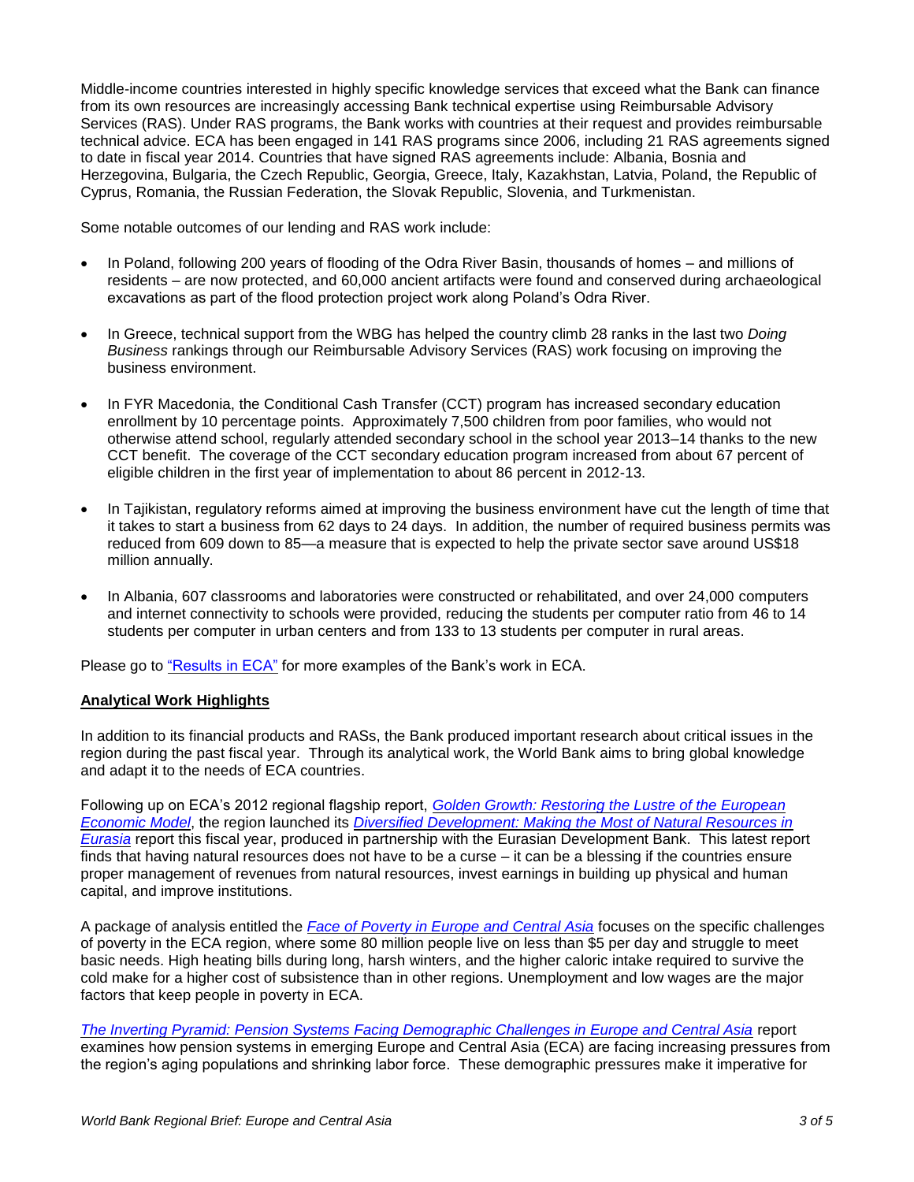Middle-income countries interested in highly specific knowledge services that exceed what the Bank can finance from its own resources are increasingly accessing Bank technical expertise using Reimbursable Advisory Services (RAS). Under RAS programs, the Bank works with countries at their request and provides reimbursable technical advice. ECA has been engaged in 141 RAS programs since 2006, including 21 RAS agreements signed to date in fiscal year 2014. Countries that have signed RAS agreements include: Albania, Bosnia and Herzegovina, Bulgaria, the Czech Republic, Georgia, Greece, Italy, Kazakhstan, Latvia, Poland, the Republic of Cyprus, Romania, the Russian Federation, the Slovak Republic, Slovenia, and Turkmenistan.

Some notable outcomes of our lending and RAS work include:

- In Poland, following 200 years of flooding of the Odra River Basin, thousands of homes – and millions of residents – are now protected, and 60,000 ancient artifacts were found and conserved during archaeological excavations as part of the flood protection project work along Poland's Odra River.

- In Greece, technical support from the WBG has helped the country climb 28 ranks in the last two *Doing Business* rankings through our Reimbursable Advisory Services (RAS) work focusing on improving the business environment.

- In FYR Macedonia, the Conditional Cash Transfer (CCT) program has increased secondary education enrollment by 10 percentage points. Approximately 7,500 children from poor families, who would not otherwise attend school, regularly attended secondary school in the school year 2013–14 thanks to the new CCT benefit. The coverage of the CCT secondary education program increased from about 67 percent of eligible children in the first year of implementation to about 86 percent in 2012-13.

- In Tajikistan, regulatory reforms aimed at improving the business environment have cut the length of time that it takes to start a business from 62 days to 24 days. In addition, the number of required business permits was reduced from 609 down to 85—a measure that is expected to help the private sector save around US$18 million annually.

- In Albania, 607 classrooms and laboratories were constructed or rehabilitated, and over 24,000 computers and internet connectivity to schools were provided, reducing the students per computer ratio from 46 to 14 students per computer in urban centers and from 133 to 13 students per computer in rural areas.

Please go to "Results in ECA" for more examples of the Bank's work in ECA.

**Analytical Work Highlights**

In addition to its financial products and RASs, the Bank produced important research about critical issues in the region during the past fiscal year. Through its analytical work, the World Bank aims to bring global knowledge and adapt it to the needs of ECA countries.

Following up on ECA's 2012 regional flagship report, *Golden Growth: Restoring the Lustre of the European Economic Model*, the region launched its *Diversified Development: Making the Most of Natural Resources in Eurasia* report this fiscal year, produced in partnership with the Eurasian Development Bank. This latest report finds that having natural resources does not have to be a curse – it can be a blessing if the countries ensure proper management of revenues from natural resources, invest earnings in building up physical and human capital, and improve institutions.

A package of analysis entitled the *Face of Poverty in Europe and Central Asia* focuses on the specific challenges of poverty in the ECA region, where some 80 million people live on less than $5 per day and struggle to meet basic needs. High heating bills during long, harsh winters, and the higher caloric intake required to survive the cold make for a higher cost of subsistence than in other regions. Unemployment and low wages are the major factors that keep people in poverty in ECA.

*The Inverting Pyramid: Pension Systems Facing Demographic Challenges in Europe and Central Asia* report examines how pension systems in emerging Europe and Central Asia (ECA) are facing increasing pressures from the region's aging populations and shrinking labor force. These demographic pressures make it imperative for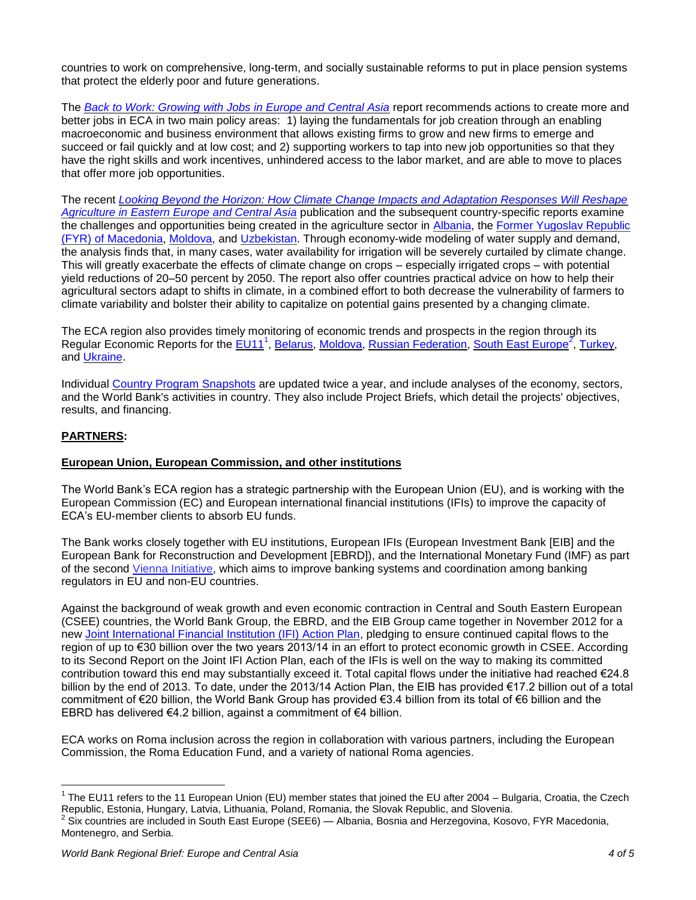countries to work on comprehensive, long-term, and socially sustainable reforms to put in place pension systems that protect the elderly poor and future generations.

The *Back to Work: Growing with Jobs in Europe and Central Asia* report recommends actions to create more and better jobs in ECA in two main policy areas: 1) laying the fundamentals for job creation through an enabling macroeconomic and business environment that allows existing firms to grow and new firms to emerge and succeed or fail quickly and at low cost; and 2) supporting workers to tap into new job opportunities so that they have the right skills and work incentives, unhindered access to the labor market, and are able to move to places that offer more job opportunities.

The recent *Looking Beyond the Horizon: How Climate Change Impacts and Adaptation Responses Will Reshape Agriculture in Eastern Europe and Central Asia* publication and the subsequent country-specific reports examine the challenges and opportunities being created in the agriculture sector in Albania, the Former Yugoslav Republic (FYR) of Macedonia, Moldova, and Uzbekistan. Through economy-wide modeling of water supply and demand, the analysis finds that, in many cases, water availability for irrigation will be severely curtailed by climate change. This will greatly exacerbate the effects of climate change on crops – especially irrigated crops – with potential yield reductions of 20–50 percent by 2050. The report also offer countries practical advice on how to help their agricultural sectors adapt to shifts in climate, in a combined effort to both decrease the vulnerability of farmers to climate variability and bolster their ability to capitalize on potential gains presented by a changing climate.

The ECA region also provides timely monitoring of economic trends and prospects in the region through its Regular Economic Reports for the EU11[1], Belarus, Moldova, Russian Federation, South East Europe[2], Turkey, and Ukraine.

Individual Country Program Snapshots are updated twice a year, and include analyses of the economy, sectors, and the World Bank's activities in country. They also include Project Briefs, which detail the projects' objectives, results, and financing.

## PARTNERS:

### European Union, European Commission, and other institutions

The World Bank's ECA region has a strategic partnership with the European Union (EU), and is working with the European Commission (EC) and European international financial institutions (IFIs) to improve the capacity of ECA's EU-member clients to absorb EU funds.

The Bank works closely together with EU institutions, European IFIs (European Investment Bank [EIB] and the European Bank for Reconstruction and Development [EBRD]), and the International Monetary Fund (IMF) as part of the second Vienna Initiative, which aims to improve banking systems and coordination among banking regulators in EU and non-EU countries.

Against the background of weak growth and even economic contraction in Central and South Eastern European (CSEE) countries, the World Bank Group, the EBRD, and the EIB Group came together in November 2012 for a new Joint International Financial Institution (IFI) Action Plan, pledging to ensure continued capital flows to the region of up to €30 billion over the two years 2013/14 in an effort to protect economic growth in CSEE. According to its Second Report on the Joint IFI Action Plan, each of the IFIs is well on the way to making its committed contribution toward this end may substantially exceed it. Total capital flows under the initiative had reached €24.8 billion by the end of 2013. To date, under the 2013/14 Action Plan, the EIB has provided €17.2 billion out of a total commitment of €20 billion, the World Bank Group has provided €3.4 billion from its total of €6 billion and the EBRD has delivered €4.2 billion, against a commitment of €4 billion.

ECA works on Roma inclusion across the region in collaboration with various partners, including the European Commission, the Roma Education Fund, and a variety of national Roma agencies.

---

[1] The EU11 refers to the 11 European Union (EU) member states that joined the EU after 2004 – Bulgaria, Croatia, the Czech Republic, Estonia, Hungary, Latvia, Lithuania, Poland, Romania, the Slovak Republic, and Slovenia.

[2] Six countries are included in South East Europe (SEE6) — Albania, Bosnia and Herzegovina, Kosovo, FYR Macedonia, Montenegro, and Serbia.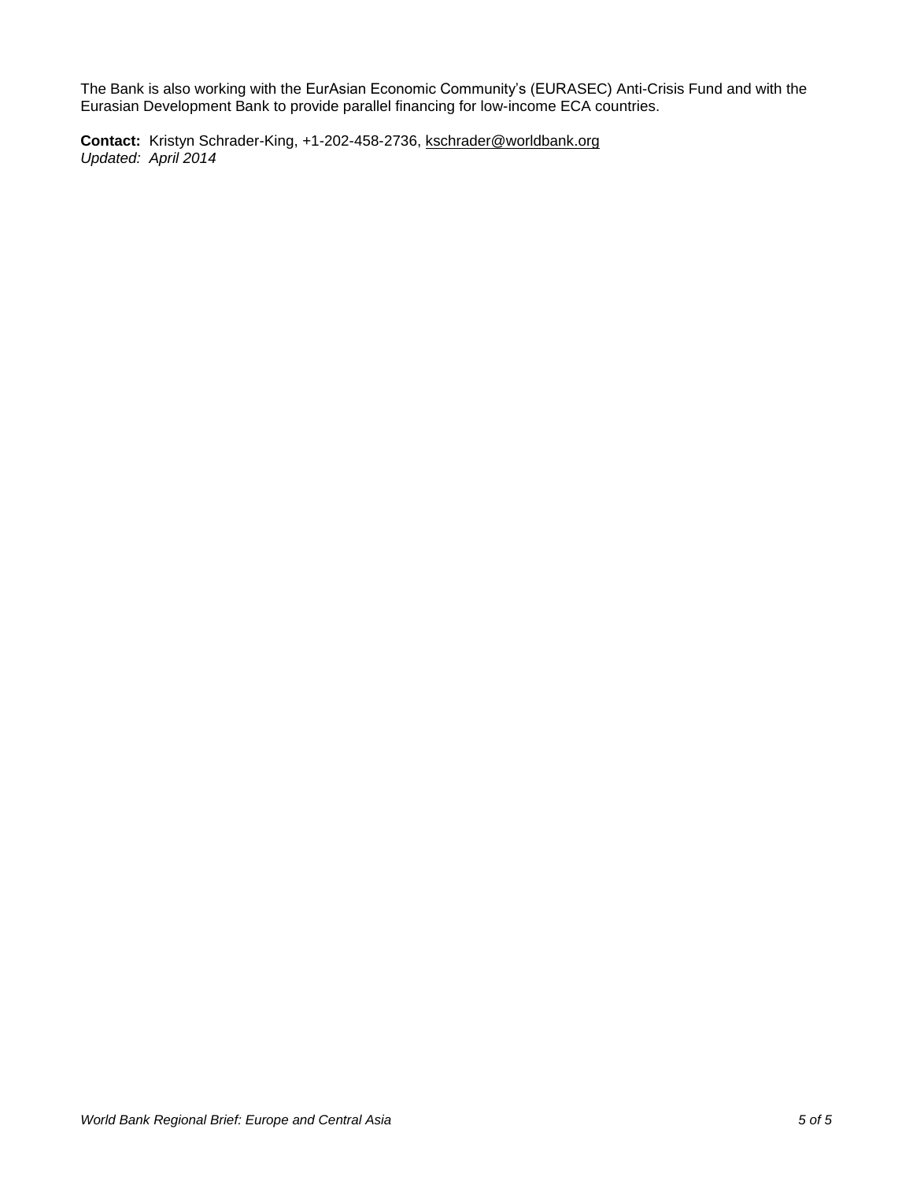The Bank is also working with the EurAsian Economic Community's (EURASEC) Anti-Crisis Fund and with the Eurasian Development Bank to provide parallel financing for low-income ECA countries.

**Contact:** Kristyn Schrader-King, +1-202-458-2736, kschrader@worldbank.org
*Updated: April 2014*